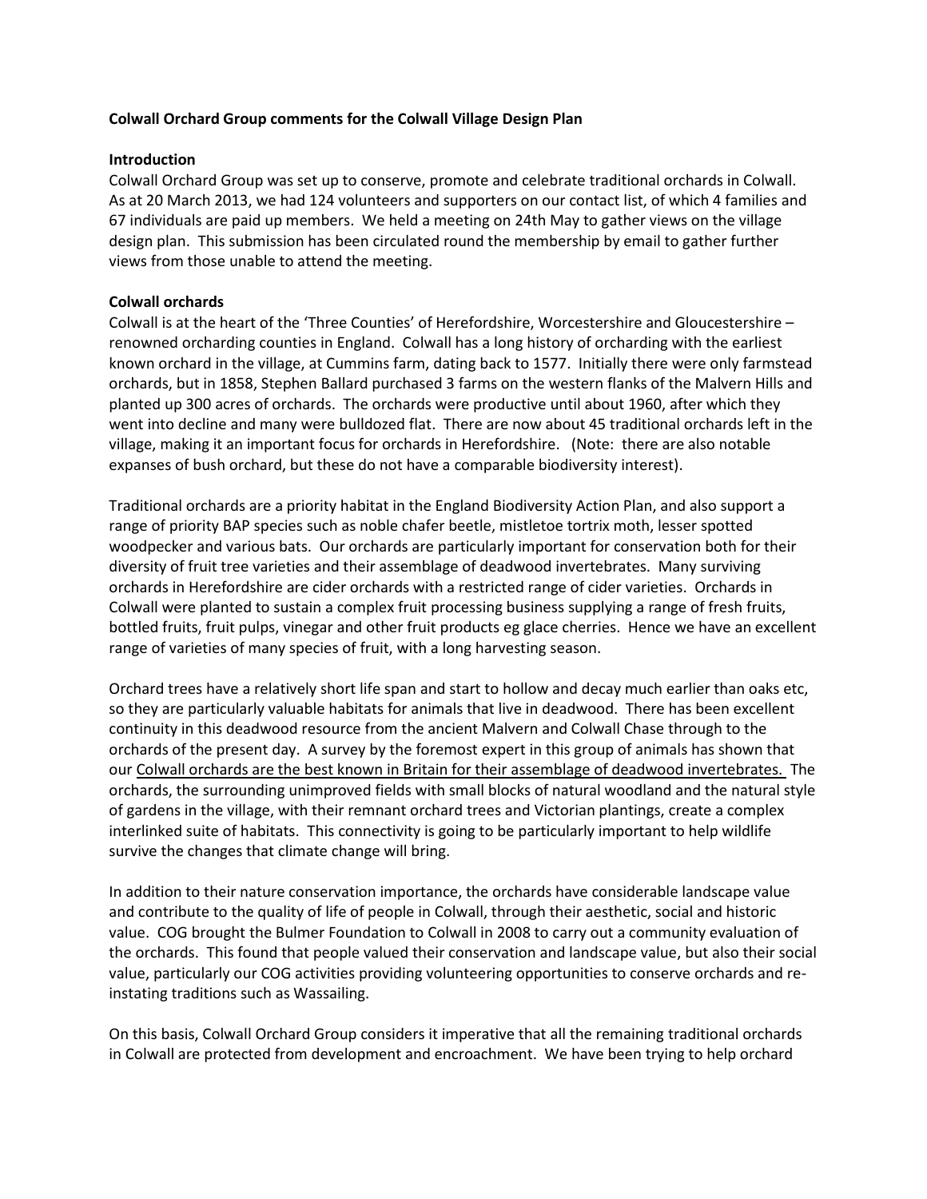**Colwall Orchard Group comments for the Colwall Village Design Plan**

**Introduction**

Colwall Orchard Group was set up to conserve, promote and celebrate traditional orchards in Colwall. As at 20 March 2013, we had 124 volunteers and supporters on our contact list, of which 4 families and 67 individuals are paid up members. We held a meeting on 24th May to gather views on the village design plan. This submission has been circulated round the membership by email to gather further views from those unable to attend the meeting.

**Colwall orchards**

Colwall is at the heart of the 'Three Counties' of Herefordshire, Worcestershire and Gloucestershire – renowned orcharding counties in England. Colwall has a long history of orcharding with the earliest known orchard in the village, at Cummins farm, dating back to 1577. Initially there were only farmstead orchards, but in 1858, Stephen Ballard purchased 3 farms on the western flanks of the Malvern Hills and planted up 300 acres of orchards. The orchards were productive until about 1960, after which they went into decline and many were bulldozed flat. There are now about 45 traditional orchards left in the village, making it an important focus for orchards in Herefordshire. (Note: there are also notable expanses of bush orchard, but these do not have a comparable biodiversity interest).

Traditional orchards are a priority habitat in the England Biodiversity Action Plan, and also support a range of priority BAP species such as noble chafer beetle, mistletoe tortrix moth, lesser spotted woodpecker and various bats. Our orchards are particularly important for conservation both for their diversity of fruit tree varieties and their assemblage of deadwood invertebrates. Many surviving orchards in Herefordshire are cider orchards with a restricted range of cider varieties. Orchards in Colwall were planted to sustain a complex fruit processing business supplying a range of fresh fruits, bottled fruits, fruit pulps, vinegar and other fruit products eg glace cherries. Hence we have an excellent range of varieties of many species of fruit, with a long harvesting season.

Orchard trees have a relatively short life span and start to hollow and decay much earlier than oaks etc, so they are particularly valuable habitats for animals that live in deadwood. There has been excellent continuity in this deadwood resource from the ancient Malvern and Colwall Chase through to the orchards of the present day. A survey by the foremost expert in this group of animals has shown that our <u>Colwall orchards are the best known in Britain for their assemblage of deadwood invertebrates.</u> The orchards, the surrounding unimproved fields with small blocks of natural woodland and the natural style of gardens in the village, with their remnant orchard trees and Victorian plantings, create a complex interlinked suite of habitats. This connectivity is going to be particularly important to help wildlife survive the changes that climate change will bring.

In addition to their nature conservation importance, the orchards have considerable landscape value and contribute to the quality of life of people in Colwall, through their aesthetic, social and historic value. COG brought the Bulmer Foundation to Colwall in 2008 to carry out a community evaluation of the orchards. This found that people valued their conservation and landscape value, but also their social value, particularly our COG activities providing volunteering opportunities to conserve orchards and re-instating traditions such as Wassailing.

On this basis, Colwall Orchard Group considers it imperative that all the remaining traditional orchards in Colwall are protected from development and encroachment. We have been trying to help orchard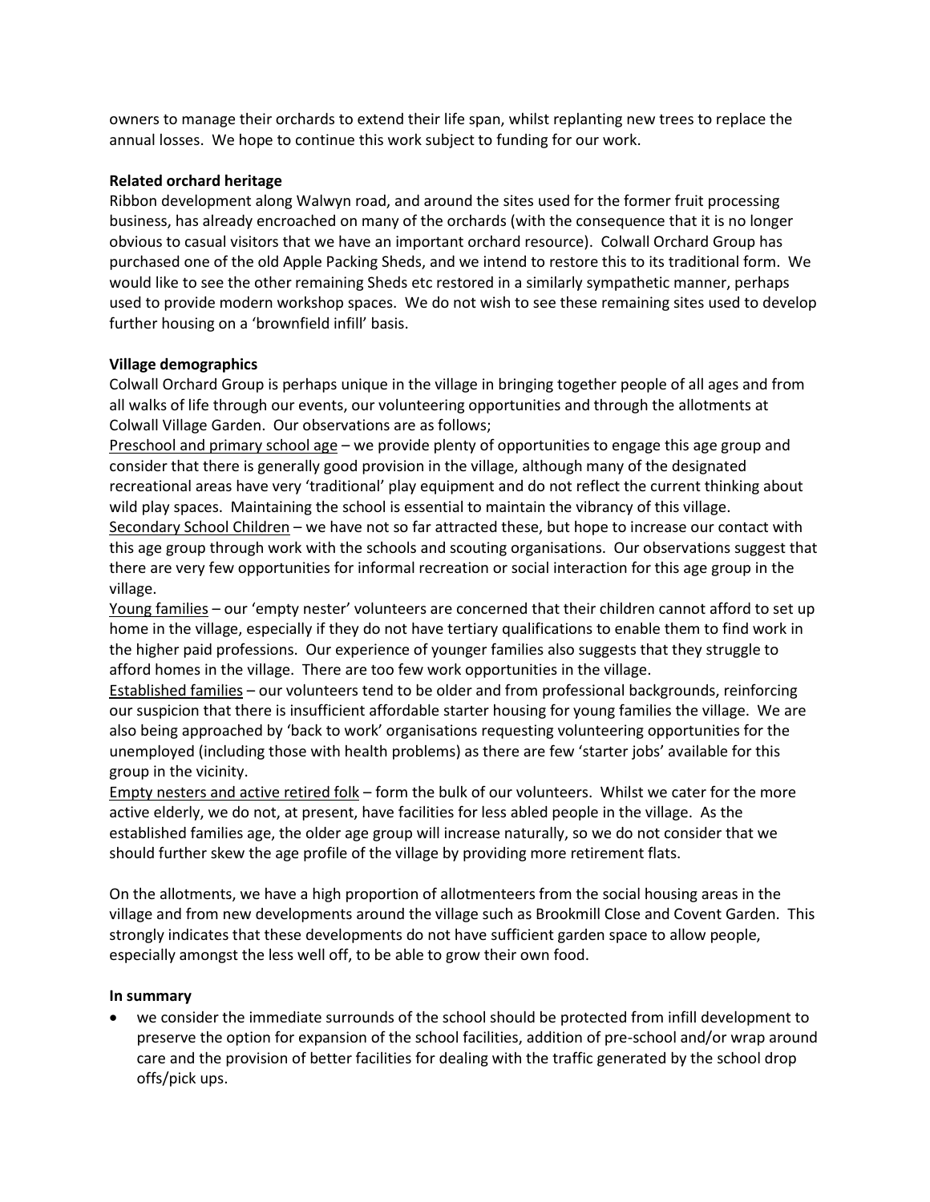owners to manage their orchards to extend their life span, whilst replanting new trees to replace the annual losses. We hope to continue this work subject to funding for our work.

**Related orchard heritage**

Ribbon development along Walwyn road, and around the sites used for the former fruit processing business, has already encroached on many of the orchards (with the consequence that it is no longer obvious to casual visitors that we have an important orchard resource). Colwall Orchard Group has purchased one of the old Apple Packing Sheds, and we intend to restore this to its traditional form. We would like to see the other remaining Sheds etc restored in a similarly sympathetic manner, perhaps used to provide modern workshop spaces. We do not wish to see these remaining sites used to develop further housing on a 'brownfield infill' basis.

**Village demographics**

Colwall Orchard Group is perhaps unique in the village in bringing together people of all ages and from all walks of life through our events, our volunteering opportunities and through the allotments at Colwall Village Garden. Our observations are as follows;

<u>Preschool and primary school age</u> – we provide plenty of opportunities to engage this age group and consider that there is generally good provision in the village, although many of the designated recreational areas have very 'traditional' play equipment and do not reflect the current thinking about wild play spaces. Maintaining the school is essential to maintain the vibrancy of this village.

<u>Secondary School Children</u> – we have not so far attracted these, but hope to increase our contact with this age group through work with the schools and scouting organisations. Our observations suggest that there are very few opportunities for informal recreation or social interaction for this age group in the village.

<u>Young families</u> – our 'empty nester' volunteers are concerned that their children cannot afford to set up home in the village, especially if they do not have tertiary qualifications to enable them to find work in the higher paid professions. Our experience of younger families also suggests that they struggle to afford homes in the village. There are too few work opportunities in the village.

<u>Established families</u> – our volunteers tend to be older and from professional backgrounds, reinforcing our suspicion that there is insufficient affordable starter housing for young families the village. We are also being approached by 'back to work' organisations requesting volunteering opportunities for the unemployed (including those with health problems) as there are few 'starter jobs' available for this group in the vicinity.

<u>Empty nesters and active retired folk</u> – form the bulk of our volunteers. Whilst we cater for the more active elderly, we do not, at present, have facilities for less abled people in the village. As the established families age, the older age group will increase naturally, so we do not consider that we should further skew the age profile of the village by providing more retirement flats.

On the allotments, we have a high proportion of allotmenteers from the social housing areas in the village and from new developments around the village such as Brookmill Close and Covent Garden. This strongly indicates that these developments do not have sufficient garden space to allow people, especially amongst the less well off, to be able to grow their own food.

**In summary**

- we consider the immediate surrounds of the school should be protected from infill development to preserve the option for expansion of the school facilities, addition of pre-school and/or wrap around care and the provision of better facilities for dealing with the traffic generated by the school drop offs/pick ups.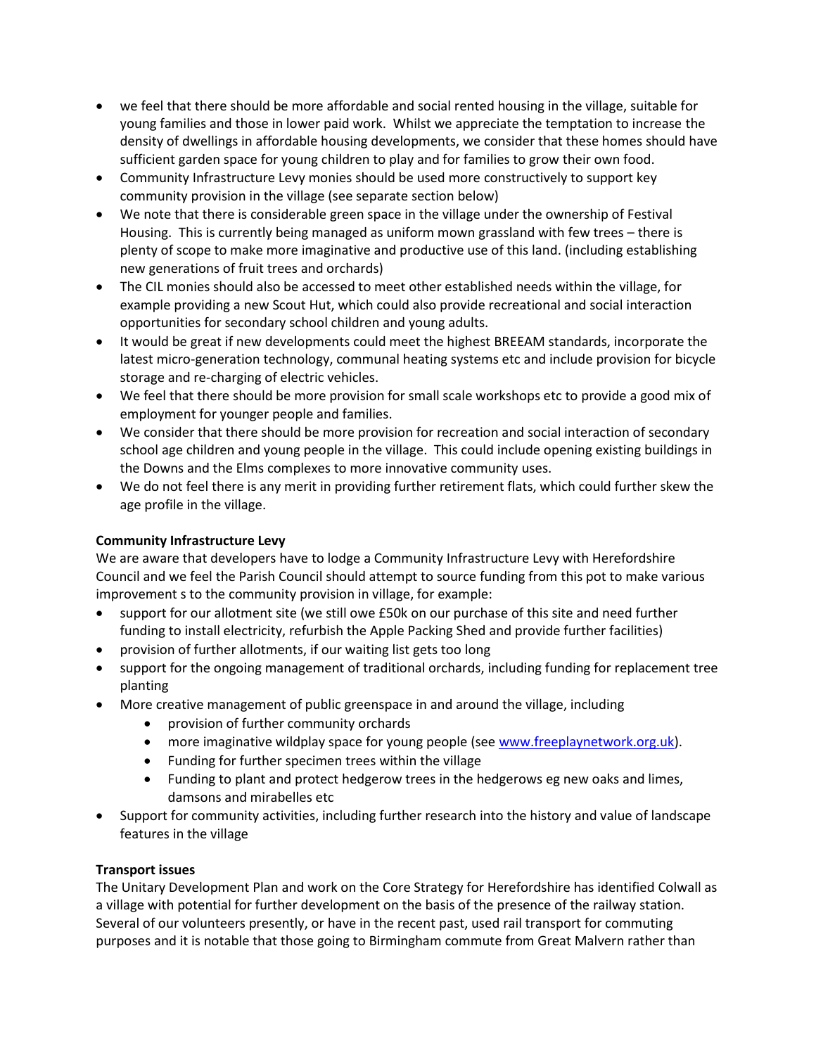- we feel that there should be more affordable and social rented housing in the village, suitable for young families and those in lower paid work. Whilst we appreciate the temptation to increase the density of dwellings in affordable housing developments, we consider that these homes should have sufficient garden space for young children to play and for families to grow their own food.
- Community Infrastructure Levy monies should be used more constructively to support key community provision in the village (see separate section below)
- We note that there is considerable green space in the village under the ownership of Festival Housing. This is currently being managed as uniform mown grassland with few trees – there is plenty of scope to make more imaginative and productive use of this land. (including establishing new generations of fruit trees and orchards)
- The CIL monies should also be accessed to meet other established needs within the village, for example providing a new Scout Hut, which could also provide recreational and social interaction opportunities for secondary school children and young adults.
- It would be great if new developments could meet the highest BREEAM standards, incorporate the latest micro-generation technology, communal heating systems etc and include provision for bicycle storage and re-charging of electric vehicles.
- We feel that there should be more provision for small scale workshops etc to provide a good mix of employment for younger people and families.
- We consider that there should be more provision for recreation and social interaction of secondary school age children and young people in the village. This could include opening existing buildings in the Downs and the Elms complexes to more innovative community uses.
- We do not feel there is any merit in providing further retirement flats, which could further skew the age profile in the village.

**Community Infrastructure Levy**

We are aware that developers have to lodge a Community Infrastructure Levy with Herefordshire Council and we feel the Parish Council should attempt to source funding from this pot to make various improvement s to the community provision in village, for example:

- support for our allotment site (we still owe £50k on our purchase of this site and need further funding to install electricity, refurbish the Apple Packing Shed and provide further facilities)
- provision of further allotments, if our waiting list gets too long
- support for the ongoing management of traditional orchards, including funding for replacement tree planting
- More creative management of public greenspace in and around the village, including
    - provision of further community orchards
    - more imaginative wildplay space for young people (see www.freeplaynetwork.org.uk).
    - Funding for further specimen trees within the village
    - Funding to plant and protect hedgerow trees in the hedgerows eg new oaks and limes, damsons and mirabelles etc
- Support for community activities, including further research into the history and value of landscape features in the village

**Transport issues**

The Unitary Development Plan and work on the Core Strategy for Herefordshire has identified Colwall as a village with potential for further development on the basis of the presence of the railway station. Several of our volunteers presently, or have in the recent past, used rail transport for commuting purposes and it is notable that those going to Birmingham commute from Great Malvern rather than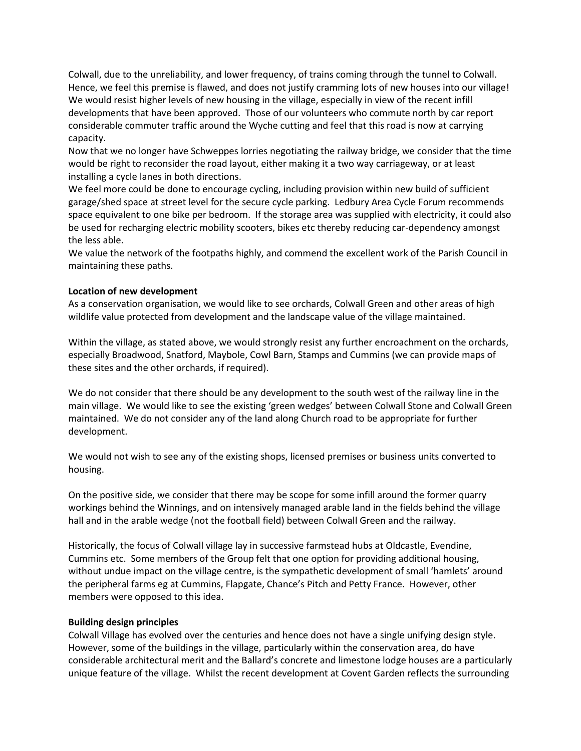Colwall, due to the unreliability, and lower frequency, of trains coming through the tunnel to Colwall. Hence, we feel this premise is flawed, and does not justify cramming lots of new houses into our village! We would resist higher levels of new housing in the village, especially in view of the recent infill developments that have been approved. Those of our volunteers who commute north by car report considerable commuter traffic around the Wyche cutting and feel that this road is now at carrying capacity.

Now that we no longer have Schweppes lorries negotiating the railway bridge, we consider that the time would be right to reconsider the road layout, either making it a two way carriageway, or at least installing a cycle lanes in both directions.

We feel more could be done to encourage cycling, including provision within new build of sufficient garage/shed space at street level for the secure cycle parking. Ledbury Area Cycle Forum recommends space equivalent to one bike per bedroom. If the storage area was supplied with electricity, it could also be used for recharging electric mobility scooters, bikes etc thereby reducing car-dependency amongst the less able.

We value the network of the footpaths highly, and commend the excellent work of the Parish Council in maintaining these paths.

**Location of new development**

As a conservation organisation, we would like to see orchards, Colwall Green and other areas of high wildlife value protected from development and the landscape value of the village maintained.

Within the village, as stated above, we would strongly resist any further encroachment on the orchards, especially Broadwood, Snatford, Maybole, Cowl Barn, Stamps and Cummins (we can provide maps of these sites and the other orchards, if required).

We do not consider that there should be any development to the south west of the railway line in the main village. We would like to see the existing 'green wedges' between Colwall Stone and Colwall Green maintained. We do not consider any of the land along Church road to be appropriate for further development.

We would not wish to see any of the existing shops, licensed premises or business units converted to housing.

On the positive side, we consider that there may be scope for some infill around the former quarry workings behind the Winnings, and on intensively managed arable land in the fields behind the village hall and in the arable wedge (not the football field) between Colwall Green and the railway.

Historically, the focus of Colwall village lay in successive farmstead hubs at Oldcastle, Evendine, Cummins etc. Some members of the Group felt that one option for providing additional housing, without undue impact on the village centre, is the sympathetic development of small 'hamlets' around the peripheral farms eg at Cummins, Flapgate, Chance's Pitch and Petty France. However, other members were opposed to this idea.

**Building design principles**

Colwall Village has evolved over the centuries and hence does not have a single unifying design style. However, some of the buildings in the village, particularly within the conservation area, do have considerable architectural merit and the Ballard's concrete and limestone lodge houses are a particularly unique feature of the village. Whilst the recent development at Covent Garden reflects the surrounding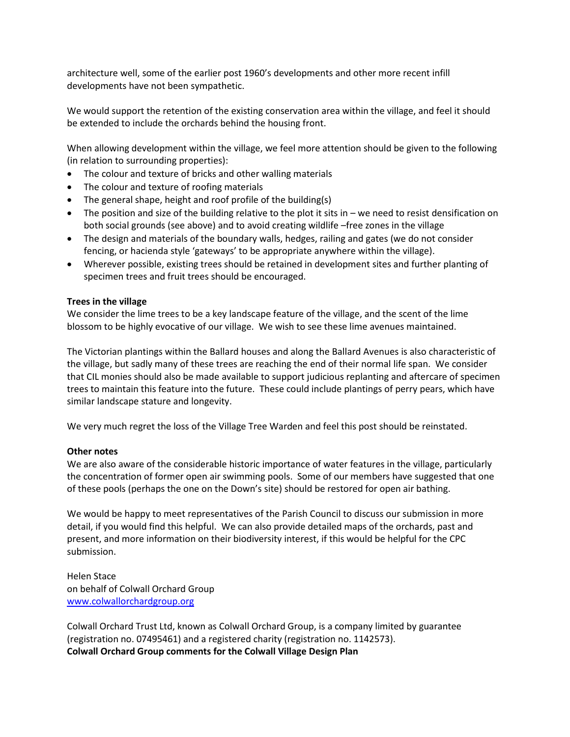architecture well, some of the earlier post 1960's developments and other more recent infill developments have not been sympathetic.

We would support the retention of the existing conservation area within the village, and feel it should be extended to include the orchards behind the housing front.

When allowing development within the village, we feel more attention should be given to the following (in relation to surrounding properties):

- The colour and texture of bricks and other walling materials
- The colour and texture of roofing materials
- The general shape, height and roof profile of the building(s)
- The position and size of the building relative to the plot it sits in – we need to resist densification on both social grounds (see above) and to avoid creating wildlife –free zones in the village
- The design and materials of the boundary walls, hedges, railing and gates (we do not consider fencing, or hacienda style 'gateways' to be appropriate anywhere within the village).
- Wherever possible, existing trees should be retained in development sites and further planting of specimen trees and fruit trees should be encouraged.

**Trees in the village**

We consider the lime trees to be a key landscape feature of the village, and the scent of the lime blossom to be highly evocative of our village. We wish to see these lime avenues maintained.

The Victorian plantings within the Ballard houses and along the Ballard Avenues is also characteristic of the village, but sadly many of these trees are reaching the end of their normal life span. We consider that CIL monies should also be made available to support judicious replanting and aftercare of specimen trees to maintain this feature into the future. These could include plantings of perry pears, which have similar landscape stature and longevity.

We very much regret the loss of the Village Tree Warden and feel this post should be reinstated.

**Other notes**

We are also aware of the considerable historic importance of water features in the village, particularly the concentration of former open air swimming pools. Some of our members have suggested that one of these pools (perhaps the one on the Down's site) should be restored for open air bathing.

We would be happy to meet representatives of the Parish Council to discuss our submission in more detail, if you would find this helpful. We can also provide detailed maps of the orchards, past and present, and more information on their biodiversity interest, if this would be helpful for the CPC submission.

Helen Stace
on behalf of Colwall Orchard Group
[www.colwallorchardgroup.org](http://www.colwallorchardgroup.org)

Colwall Orchard Trust Ltd, known as Colwall Orchard Group, is a company limited by guarantee (registration no. 07495461) and a registered charity (registration no. 1142573).